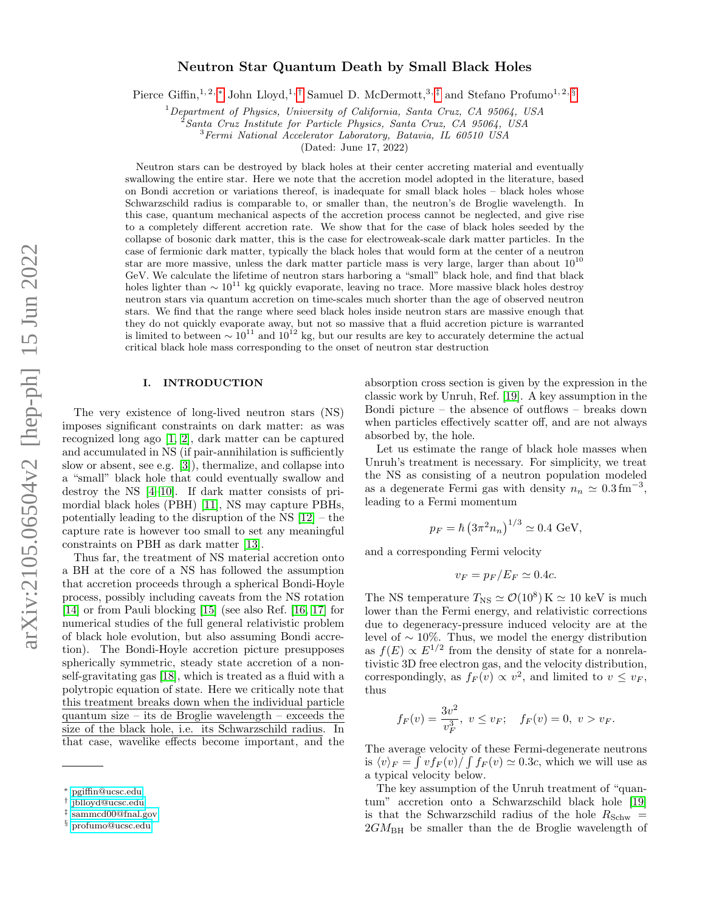# Neutron Star Quantum Death by Small Black Holes

Pierce Giffin,[1,2,*] John Lloyd,[1,†] Samuel D. McDermott,[3,‡] and Stefano Profumo[1,2,§]

[1] *Department of Physics, University of California, Santa Cruz, CA 95064, USA*
[2] *Santa Cruz Institute for Particle Physics, Santa Cruz, CA 95064, USA*
[3] *Fermi National Accelerator Laboratory, Batavia, IL 60510 USA*

(Dated: June 17, 2022)

Neutron stars can be destroyed by black holes at their center accreting material and eventually swallowing the entire star. Here we note that the accretion model adopted in the literature, based on Bondi accretion or variations thereof, is inadequate for small black holes – black holes whose Schwarzschild radius is comparable to, or smaller than, the neutron's de Broglie wavelength. In this case, quantum mechanical aspects of the accretion process cannot be neglected, and give rise to a completely different accretion rate. We show that for the case of black holes seeded by the collapse of bosonic dark matter, this is the case for electroweak-scale dark matter particles. In the case of fermionic dark matter, typically the black holes that would form at the center of a neutron star are more massive, unless the dark matter particle mass is very large, larger than about $10^{10}$ GeV. We calculate the lifetime of neutron stars harboring a "small" black hole, and find that black holes lighter than $\sim 10^{11}$ kg quickly evaporate, leaving no trace. More massive black holes destroy neutron stars via quantum accretion on time-scales much shorter than the age of observed neutron stars. We find that the range where seed black holes inside neutron stars are massive enough that they do not quickly evaporate away, but not so massive that a fluid accretion picture is warranted is limited to between $\sim 10^{11}$ and $10^{12}$ kg, but our results are key to accurately determine the actual critical black hole mass corresponding to the onset of neutron star destruction

## I. INTRODUCTION

The very existence of long-lived neutron stars (NS) imposes significant constraints on dark matter: as was recognized long ago [1, 2], dark matter can be captured and accumulated in NS (if pair-annihilation is sufficiently slow or absent, see e.g. [3]), thermalize, and collapse into a "small" black hole that could eventually swallow and destroy the NS [4–10]. If dark matter consists of primordial black holes (PBH) [11], NS may capture PBHs, potentially leading to the disruption of the NS [12] – the capture rate is however too small to set any meaningful constraints on PBH as dark matter [13].

Thus far, the treatment of NS material accretion onto a BH at the core of a NS has followed the assumption that accretion proceeds through a spherical Bondi-Hoyle process, possibly including caveats from the NS rotation [14] or from Pauli blocking [15] (see also Ref. [16, 17] for numerical studies of the full general relativistic problem of black hole evolution, but also assuming Bondi accretion). The Bondi-Hoyle accretion picture presupposes spherically symmetric, steady state accretion of a non-self-gravitating gas [18], which is treated as a fluid with a polytropic equation of state. Here we critically note that <u>this treatment breaks down when the individual particle quantum size – its de Broglie wavelength – exceeds the size of the black hole, i.e. its Schwarzschild radius.</u> In that case, wavelike effects become important, and the absorption cross section is given by the expression in the classic work by Unruh, Ref. [19]. A key assumption in the Bondi picture – the absence of outflows – breaks down when particles effectively scatter off, and are not always absorbed by, the hole.

Let us estimate the range of black hole masses when Unruh's treatment is necessary. For simplicity, we treat the NS as consisting of a neutron population modeled as a degenerate Fermi gas with density $n_n \simeq 0.3\,\mathrm{fm}^{-3}$, leading to a Fermi momentum

$$p_F = \hbar \left(3\pi^2 n_n\right)^{1/3} \simeq 0.4\ \mathrm{GeV},$$

and a corresponding Fermi velocity

$$v_F = p_F/E_F \simeq 0.4c.$$

The NS temperature $T_{\rm NS} \simeq \mathcal{O}(10^8)\,\mathrm{K} \simeq 10$ keV is much lower than the Fermi energy, and relativistic corrections due to degeneracy-pressure induced velocity are at the level of $\sim 10\%$. Thus, we model the energy distribution as $f(E) \propto E^{1/2}$ from the density of state for a nonrelativistic 3D free electron gas, and the velocity distribution, correspondingly, as $f_F(v) \propto v^2$, and limited to $v \le v_F$, thus

$$f_F(v) = \frac{3v^2}{v_F^3},\ v \le v_F; \quad f_F(v) = 0,\ v > v_F.$$

The average velocity of these Fermi-degenerate neutrons is $\langle v\rangle_F = \int v f_F(v)/\int f_F(v) \simeq 0.3c$, which we will use as a typical velocity below.

The key assumption of the Unruh treatment of "quantum" accretion onto a Schwarzschild black hole [19] is that the Schwarzschild radius of the hole $R_{\rm Schw} = 2GM_{\rm BH}$ be smaller than the de Broglie wavelength of

---

[*] pgiffin@ucsc.edu
[†] jblloyd@ucsc.edu
[‡] sammcd00@fnal.gov
[§] profumo@ucsc.edu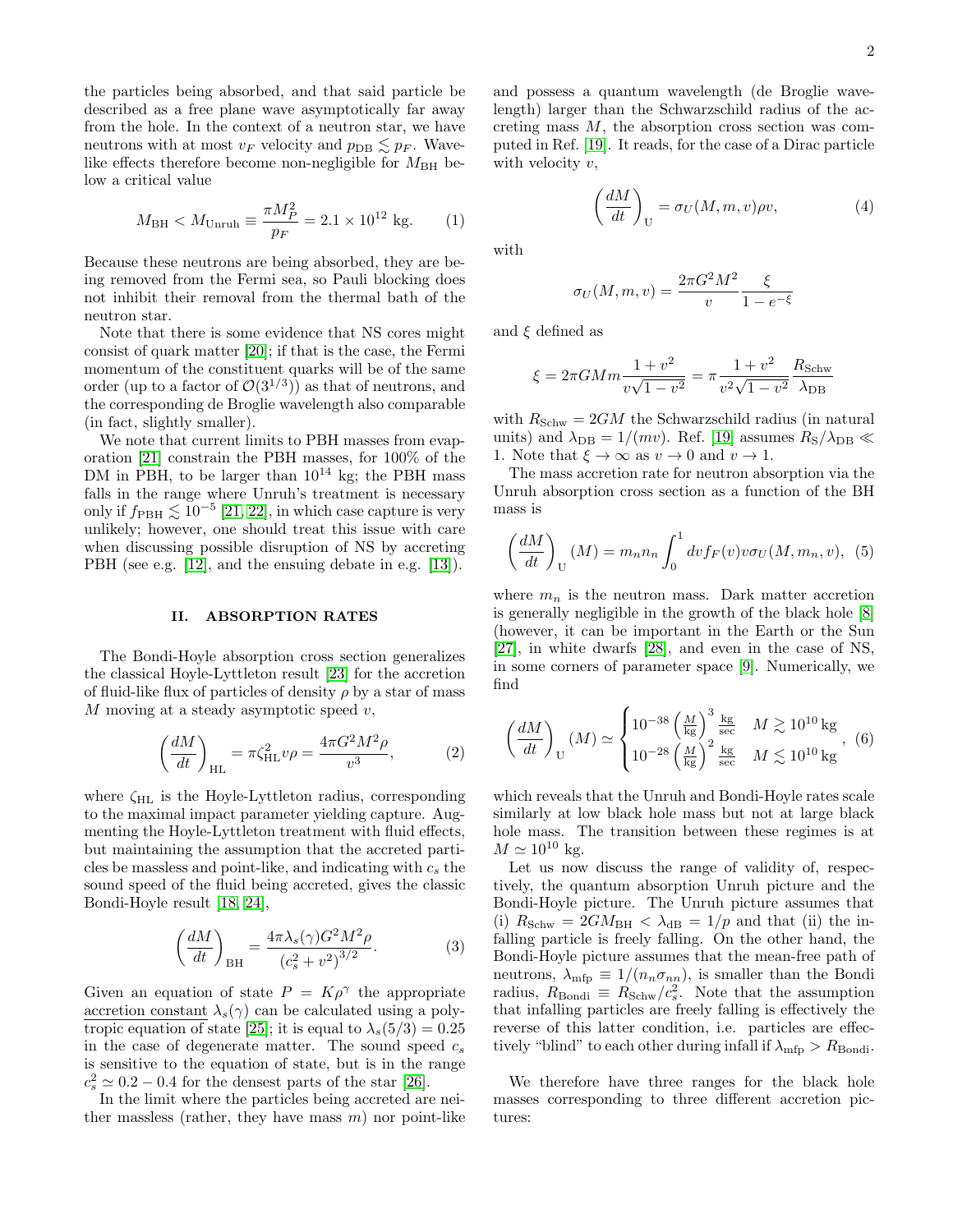the particles being absorbed, and that said particle be described as a free plane wave asymptotically far away from the hole. In the context of a neutron star, we have neutrons with at most $v_F$ velocity and $p_{\rm DB} \lesssim p_F$. Wave-like effects therefore become non-negligible for $M_{\rm BH}$ below a critical value

$$M_{\rm BH} < M_{\rm Unruh} \equiv \frac{\pi M_P^2}{p_F} = 2.1 \times 10^{12}\ {\rm kg}. \tag{1}$$

Because these neutrons are being absorbed, they are being removed from the Fermi sea, so Pauli blocking does not inhibit their removal from the thermal bath of the neutron star.

Note that there is some evidence that NS cores might consist of quark matter [20]; if that is the case, the Fermi momentum of the constituent quarks will be of the same order (up to a factor of $\mathcal{O}(3^{1/3})$) as that of neutrons, and the corresponding de Broglie wavelength also comparable (in fact, slightly smaller).

We note that current limits to PBH masses from evaporation [21] constrain the PBH masses, for 100% of the DM in PBH, to be larger than $10^{14}$ kg; the PBH mass falls in the range where Unruh's treatment is necessary only if $f_{\rm PBH} \lesssim 10^{-5}$ [21, 22], in which case capture is very unlikely; however, one should treat this issue with care when discussing possible disruption of NS by accreting PBH (see e.g. [12], and the ensuing debate in e.g. [13]).

## II. ABSORPTION RATES

The Bondi-Hoyle absorption cross section generalizes the classical Hoyle-Lyttleton result [23] for the accretion of fluid-like flux of particles of density $\rho$ by a star of mass $M$ moving at a steady asymptotic speed $v$,

$$\left(\frac{dM}{dt}\right)_{\rm HL} = \pi\zeta_{\rm HL}^2 v\rho = \frac{4\pi G^2 M^2 \rho}{v^3}, \tag{2}$$

where $\zeta_{\rm HL}$ is the Hoyle-Lyttleton radius, corresponding to the maximal impact parameter yielding capture. Augmenting the Hoyle-Lyttleton treatment with fluid effects, but maintaining the assumption that the accreted particles be massless and point-like, and indicating with $c_s$ the sound speed of the fluid being accreted, gives the classic Bondi-Hoyle result [18, 24],

$$\left(\frac{dM}{dt}\right)_{\rm BH} = \frac{4\pi\lambda_s(\gamma) G^2 M^2 \rho}{\left(c_s^2 + v^2\right)^{3/2}}. \tag{3}$$

Given an equation of state $P = K\rho^\gamma$ the appropriate accretion constant $\lambda_s(\gamma)$ can be calculated using a polytropic equation of state [25]; it is equal to $\lambda_s(5/3) = 0.25$ in the case of degenerate matter. The sound speed $c_s$ is sensitive to the equation of state, but is in the range $c_s^2 \simeq 0.2 - 0.4$ for the densest parts of the star [26].

In the limit where the particles being accreted are neither massless (rather, they have mass $m$) nor point-like and possess a quantum wavelength (de Broglie wavelength) larger than the Schwarzschild radius of the accreting mass $M$, the absorption cross section was computed in Ref. [19]. It reads, for the case of a Dirac particle with velocity $v$,

$$\left(\frac{dM}{dt}\right)_{\rm U} = \sigma_U(M, m, v)\rho v, \tag{4}$$

with

$$\sigma_U(M, m, v) = \frac{2\pi G^2 M^2}{v}\frac{\xi}{1 - e^{-\xi}}$$

and $\xi$ defined as

$$\xi = 2\pi G M m \frac{1 + v^2}{v\sqrt{1 - v^2}} = \pi \frac{1 + v^2}{v^2\sqrt{1 - v^2}}\frac{R_{\rm Schw}}{\lambda_{\rm DB}}$$

with $R_{\rm Schw} = 2GM$ the Schwarzschild radius (in natural units) and $\lambda_{\rm DB} = 1/(mv)$. Ref. [19] assumes $R_{\rm S}/\lambda_{\rm DB} \ll 1$. Note that $\xi \to \infty$ as $v \to 0$ and $v \to 1$.

The mass accretion rate for neutron absorption via the Unruh absorption cross section as a function of the BH mass is

$$\left(\frac{dM}{dt}\right)_{\rm U}(M) = m_n n_n \int_0^1 dv f_F(v) v \sigma_U(M, m_n, v), \tag{5}$$

where $m_n$ is the neutron mass. Dark matter accretion is generally negligible in the growth of the black hole [8] (however, it can be important in the Earth or the Sun [27], in white dwarfs [28], and even in the case of NS, in some corners of parameter space [9]. Numerically, we find

$$\left(\frac{dM}{dt}\right)_{\rm U}(M) \simeq \begin{cases} 10^{-38}\left(\frac{M}{\rm kg}\right)^3 \frac{\rm kg}{\rm sec} & M \gtrsim 10^{10}\,{\rm kg} \\ 10^{-28}\left(\frac{M}{\rm kg}\right)^2 \frac{\rm kg}{\rm sec} & M \lesssim 10^{10}\,{\rm kg} \end{cases}, \tag{6}$$

which reveals that the Unruh and Bondi-Hoyle rates scale similarly at low black hole mass but not at large black hole mass. The transition between these regimes is at $M \simeq 10^{10}$ kg.

Let us now discuss the range of validity of, respectively, the quantum absorption Unruh picture and the Bondi-Hoyle picture. The Unruh picture assumes that (i) $R_{\rm Schw} = 2GM_{\rm BH} < \lambda_{\rm dB} = 1/p$ and that (ii) the infalling particle is freely falling. On the other hand, the Bondi-Hoyle picture assumes that the mean-free path of neutrons, $\lambda_{\rm mfp} \equiv 1/(n_n\sigma_{nn})$, is smaller than the Bondi radius, $R_{\rm Bondi} \equiv R_{\rm Schw}/c_s^2$. Note that the assumption that infalling particles are freely falling is effectively the reverse of this latter condition, i.e. particles are effectively "blind" to each other during infall if $\lambda_{\rm mfp} > R_{\rm Bondi}$.

We therefore have three ranges for the black hole masses corresponding to three different accretion pictures: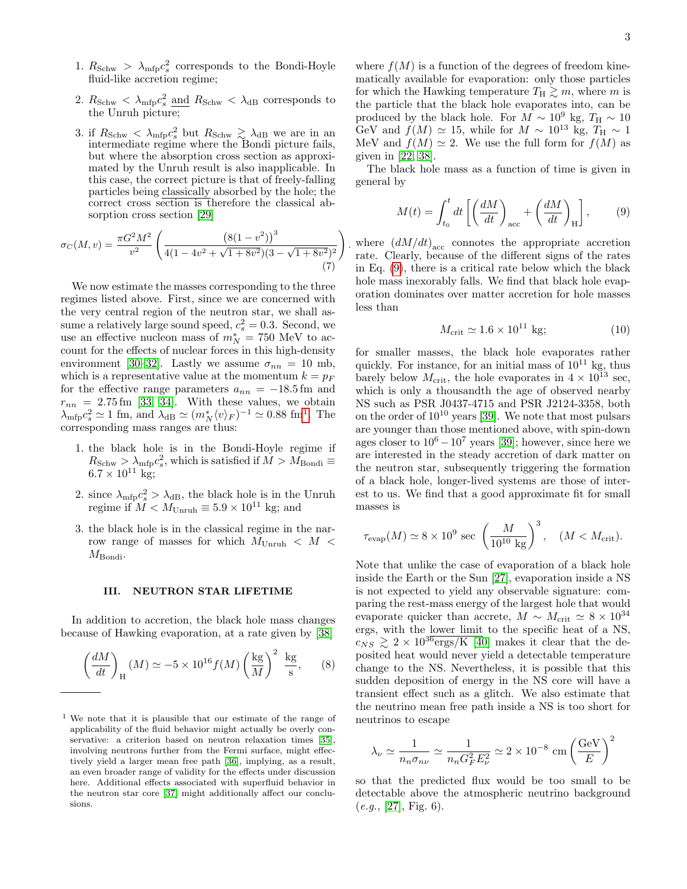1. $R_{\rm Schw} > \lambda_{\rm mfp} c_s^2$ corresponds to the Bondi-Hoyle fluid-like accretion regime;
2. $R_{\rm Schw} < \lambda_{\rm mfp} c_s^2$ and $R_{\rm Schw} < \lambda_{\rm dB}$ corresponds to the Unruh picture;
3. if $R_{\rm Schw} < \lambda_{\rm mfp} c_s^2$ but $R_{\rm Schw} \gtrsim \lambda_{\rm dB}$ we are in an intermediate regime where the Bondi picture fails, but where the absorption cross section as approximated by the Unruh result is also inapplicable. In this case, the correct picture is that of freely-falling particles being classically absorbed by the hole; the correct cross section is therefore the classical absorption cross section [29]

$$\sigma_C(M,v) = \frac{\pi G^2 M^2}{v^2}\left(\frac{\left(8(1-v^2)\right)^3}{4(1-4v^2+\sqrt{1+8v^2})(3-\sqrt{1+8v^2})^2}\right). \quad (7)$$

We now estimate the masses corresponding to the three regimes listed above. First, since we are concerned with the very central region of the neutron star, we shall assume a relatively large sound speed, $c_s^2 = 0.3$. Second, we use an effective nucleon mass of $m_N^* = 750$ MeV to account for the effects of nuclear forces in this high-density environment [30–32]. Lastly we assume $\sigma_{nn} = 10$ mb, which is a representative value at the momentum $k = p_F$ for the effective range parameters $a_{nn} = -18.5\,{\rm fm}$ and $r_{nn} = 2.75\,{\rm fm}$ [33, 34]. With these values, we obtain $\lambda_{\rm mfp} c_s^2 \simeq 1$ fm, and $\lambda_{\rm dB} \simeq (m_N^* \langle v \rangle_F)^{-1} \simeq 0.88$ fm[1]. The corresponding mass ranges are thus:

1. the black hole is in the Bondi-Hoyle regime if $R_{\rm Schw} > \lambda_{\rm mfp} c_s^2$, which is satisfied if $M > M_{\rm Bondi} \equiv 6.7 \times 10^{11}$ kg;
2. since $\lambda_{\rm mfp} c_s^2 > \lambda_{\rm dB}$, the black hole is in the Unruh regime if $M < M_{\rm Unruh} \equiv 5.9 \times 10^{11}$ kg; and
3. the black hole is in the classical regime in the narrow range of masses for which $M_{\rm Unruh} < M < M_{\rm Bondi}$.

### III. NEUTRON STAR LIFETIME

In addition to accretion, the black hole mass changes because of Hawking evaporation, at a rate given by [38]

$$\left(\frac{dM}{dt}\right)_{\rm H}(M) \simeq -5\times 10^{16} f(M) \left(\frac{\rm kg}{M}\right)^2 \frac{\rm kg}{\rm s}, \quad (8)$$

where $f(M)$ is a function of the degrees of freedom kinematically available for evaporation: only those particles for which the Hawking temperature $T_{\rm H} \gtrsim m$, where $m$ is the particle that the black hole evaporates into, can be produced by the black hole. For $M \sim 10^9$ kg, $T_{\rm H} \sim 10$ GeV and $f(M) \simeq 15$, while for $M \sim 10^{13}$ kg, $T_{\rm H} \sim 1$ MeV and $f(M) \simeq 2$. We use the full form for $f(M)$ as given in [22, 38].

The black hole mass as a function of time is given in general by

$$M(t) = \int_{t_0}^{t} dt \left[\left(\frac{dM}{dt}\right)_{\rm acc} + \left(\frac{dM}{dt}\right)_{\rm H}\right], \quad (9)$$

where $(dM/dt)_{\rm acc}$ connotes the appropriate accretion rate. Clearly, because of the different signs of the rates in Eq. (9), there is a critical rate below which the black hole mass inexorably falls. We find that black hole evaporation dominates over matter accretion for hole masses less than

$$M_{\rm crit} \simeq 1.6 \times 10^{11}\ {\rm kg}; \quad (10)$$

for smaller masses, the black hole evaporates rather quickly. For instance, for an initial mass of $10^{11}$ kg, thus barely below $M_{\rm crit}$, the hole evaporates in $4 \times 10^{13}$ sec, which is only a thousandth the age of observed nearby NS such as PSR J0437-4715 and PSR J2124-3358, both on the order of $10^{10}$ years [39]. We note that most pulsars are younger than those mentioned above, with spin-down ages closer to $10^6 - 10^7$ years [39]; however, since here we are interested in the steady accretion of dark matter on the neutron star, subsequently triggering the formation of a black hole, longer-lived systems are those of interest to us. We find that a good approximate fit for small masses is

$$\tau_{\rm evap}(M) \simeq 8 \times 10^9\ {\rm sec}\ \left(\frac{M}{10^{10}\ {\rm kg}}\right)^3, \quad (M < M_{\rm crit}).$$

Note that unlike the case of evaporation of a black hole inside the Earth or the Sun [27], evaporation inside a NS is not expected to yield any observable signature: comparing the rest-mass energy of the largest hole that would evaporate quicker than accrete, $M \sim M_{\rm crit} \simeq 8 \times 10^{34}$ ergs, with the lower limit to the specific heat of a NS, $c_{NS} \gtrsim 2 \times 10^{36}$ergs/K [40] makes it clear that the deposited heat would never yield a detectable temperature change to the NS. Nevertheless, it is possible that this sudden deposition of energy in the NS core will have a transient effect such as a glitch. We also estimate that the neutrino mean free path inside a NS is too short for neutrinos to escape

$$\lambda_\nu \simeq \frac{1}{n_n \sigma_{n\nu}} \simeq \frac{1}{n_n G_F^2 E_\nu^2} \simeq 2 \times 10^{-8}\ {\rm cm} \left(\frac{\rm GeV}{E}\right)^2$$

so that the predicted flux would be too small to be detectable above the atmospheric neutrino background (*e.g.*, [27], Fig. 6).

---

[1] We note that it is plausible that our estimate of the range of applicability of the fluid behavior might actually be overly conservative: a criterion based on neutron relaxation times [35], involving neutrons further from the Fermi surface, might effectively yield a larger mean free path [36], implying, as a result, an even broader range of validity for the effects under discussion here. Additional effects associated with superfluid behavior in the neutron star core [37] might additionally affect our conclusions.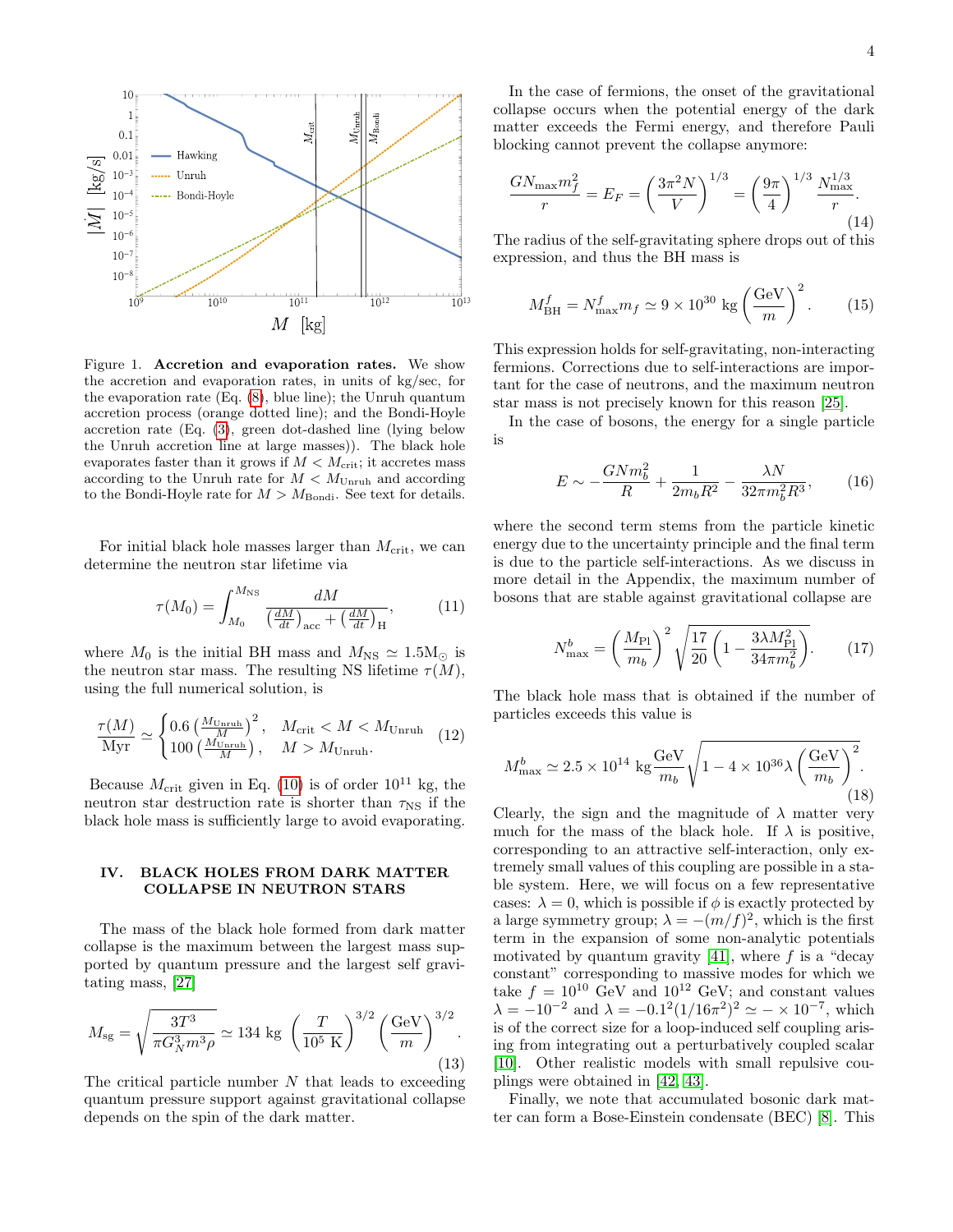Figure 1. **Accretion and evaporation rates.** We show the accretion and evaporation rates, in units of kg/sec, for the evaporation rate (Eq. (8), blue line); the Unruh quantum accretion process (orange dotted line); and the Bondi-Hoyle accretion rate (Eq. (3), green dot-dashed line (lying below the Unruh accretion line at large masses)). The black hole evaporates faster than it grows if $M < M_{\rm crit}$; it accretes mass according to the Unruh rate for $M < M_{\rm Unruh}$ and according to the Bondi-Hoyle rate for $M > M_{\rm Bondi}$. See text for details.

For initial black hole masses larger than $M_{\rm crit}$, we can determine the neutron star lifetime via

$$\tau(M_0) = \int_{M_0}^{M_{\rm NS}} \frac{dM}{\left(\frac{dM}{dt}\right)_{\rm acc} + \left(\frac{dM}{dt}\right)_{\rm H}}, \tag{11}$$

where $M_0$ is the initial BH mass and $M_{\rm NS} \simeq 1.5 {\rm M}_\odot$ is the neutron star mass. The resulting NS lifetime $\tau(M)$, using the full numerical solution, is

$$\frac{\tau(M)}{\rm Myr} \simeq \begin{cases} 0.6\left(\frac{M_{\rm Unruh}}{M}\right)^2, & M_{\rm crit} < M < M_{\rm Unruh} \\ 100\left(\frac{M_{\rm Unruh}}{M}\right), & M > M_{\rm Unruh}. \end{cases} \tag{12}$$

Because $M_{\rm crit}$ given in Eq. (10) is of order $10^{11}$ kg, the neutron star destruction rate is shorter than $\tau_{\rm NS}$ if the black hole mass is sufficiently large to avoid evaporating.

## IV. BLACK HOLES FROM DARK MATTER COLLAPSE IN NEUTRON STARS

The mass of the black hole formed from dark matter collapse is the maximum between the largest mass supported by quantum pressure and the largest self gravitating mass, [27]

$$M_{\rm sg} = \sqrt{\frac{3T^3}{\pi G_N^3 m^3 \rho}} \simeq 134 \text{ kg} \left(\frac{T}{10^5 \text{ K}}\right)^{3/2} \left(\frac{\rm GeV}{m}\right)^{3/2}. \tag{13}$$

The critical particle number $N$ that leads to exceeding quantum pressure support against gravitational collapse depends on the spin of the dark matter.

In the case of fermions, the onset of the gravitational collapse occurs when the potential energy of the dark matter exceeds the Fermi energy, and therefore Pauli blocking cannot prevent the collapse anymore:

$$\frac{G N_{\rm max} m_f^2}{r} = E_F = \left(\frac{3\pi^2 N}{V}\right)^{1/3} = \left(\frac{9\pi}{4}\right)^{1/3} \frac{N_{\rm max}^{1/3}}{r}. \tag{14}$$

The radius of the self-gravitating sphere drops out of this expression, and thus the BH mass is

$$M_{\rm BH}^f = N_{\rm max}^f m_f \simeq 9 \times 10^{30} \text{ kg} \left(\frac{\rm GeV}{m}\right)^2. \tag{15}$$

This expression holds for self-gravitating, non-interacting fermions. Corrections due to self-interactions are important for the case of neutrons, and the maximum neutron star mass is not precisely known for this reason [25].

In the case of bosons, the energy for a single particle is

$$E \sim -\frac{G N m_b^2}{R} + \frac{1}{2 m_b R^2} - \frac{\lambda N}{32\pi m_b^2 R^3}, \tag{16}$$

where the second term stems from the particle kinetic energy due to the uncertainty principle and the final term is due to the particle self-interactions. As we discuss in more detail in the Appendix, the maximum number of bosons that are stable against gravitational collapse are

$$N_{\rm max}^b = \left(\frac{M_{\rm Pl}}{m_b}\right)^2 \sqrt{\frac{17}{20}\left(1 - \frac{3\lambda M_{\rm Pl}^2}{34\pi m_b^2}\right)}. \tag{17}$$

The black hole mass that is obtained if the number of particles exceeds this value is

$$M_{\rm max}^b \simeq 2.5 \times 10^{14} \text{ kg} \frac{\rm GeV}{m_b} \sqrt{1 - 4 \times 10^{36} \lambda \left(\frac{\rm GeV}{m_b}\right)^2}. \tag{18}$$

Clearly, the sign and the magnitude of $\lambda$ matter very much for the mass of the black hole. If $\lambda$ is positive, corresponding to an attractive self-interaction, only extremely small values of this coupling are possible in a stable system. Here, we will focus on a few representative cases: $\lambda = 0$, which is possible if $\phi$ is exactly protected by a large symmetry group; $\lambda = -(m/f)^2$, which is the first term in the expansion of some non-analytic potentials motivated by quantum gravity [41], where $f$ is a "decay constant" corresponding to massive modes for which we take $f = 10^{10}$ GeV and $10^{12}$ GeV; and constant values $\lambda = -10^{-2}$ and $\lambda = -0.1^2(1/16\pi^2)^2 \simeq - \times 10^{-7}$, which is of the correct size for a loop-induced self coupling arising from integrating out a perturbatively coupled scalar [10]. Other realistic models with small repulsive couplings were obtained in [42, 43].

Finally, we note that accumulated bosonic dark matter can form a Bose-Einstein condensate (BEC) [8]. This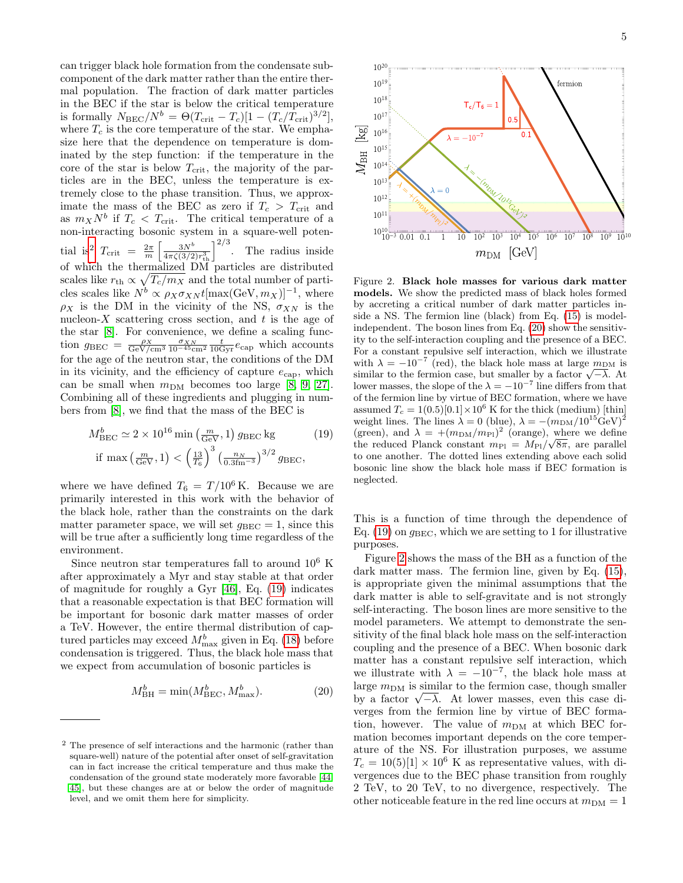can trigger black hole formation from the condensate subcomponent of the dark matter rather than the entire thermal population. The fraction of dark matter particles in the BEC if the star is below the critical temperature is formally $N_{\rm BEC}/N^b = \Theta(T_{\rm crit} - T_c)[1 - (T_c/T_{\rm crit})^{3/2}]$, where $T_c$ is the core temperature of the star. We emphasize here that the dependence on temperature is dominated by the step function: if the temperature in the core of the star is below $T_{\rm crit}$, the majority of the particles are in the BEC, unless the temperature is extremely close to the phase transition. Thus, we approximate the mass of the BEC as zero if $T_c > T_{\rm crit}$ and as $m_X N^b$ if $T_c < T_{\rm crit}$. The critical temperature of a non-interacting bosonic system in a square-well potential is[2] $T_{\rm crit} = \frac{2\pi}{m}\left[\frac{3N^b}{4\pi\zeta(3/2)r_{\rm th}^3}\right]^{2/3}$. The radius inside of which the thermalized DM particles are distributed scales like $r_{\rm th} \propto \sqrt{T_c/m_X}$ and the total number of particles scales like $N^b \propto \rho_X \sigma_{XN} t[\max({\rm GeV}, m_X)]^{-1}$, where $\rho_X$ is the DM in the vicinity of the NS, $\sigma_{XN}$ is the nucleon-$X$ scattering cross section, and $t$ is the age of the star [8]. For convenience, we define a scaling function $g_{\rm BEC} = \frac{\rho_X}{{\rm GeV/cm^3}}\frac{\sigma_{XN}}{10^{-45}{\rm cm^2}}\frac{t}{10{\rm Gyr}}e_{\rm cap}$ which accounts for the age of the neutron star, the conditions of the DM in its vicinity, and the efficiency of capture $e_{\rm cap}$, which can be small when $m_{\rm DM}$ becomes too large [8, 9, 27]. Combining all of these ingredients and plugging in numbers from [8], we find that the mass of the BEC is

$$M^b_{\rm BEC} \simeq 2\times 10^{16} \min\left(\tfrac{m}{\rm GeV}, 1\right) g_{\rm BEC}\,{\rm kg} \qquad (19)$$
$$\text{if } \max\left(\tfrac{m}{\rm GeV}, 1\right) < \left(\tfrac{13}{T_6}\right)^3 \left(\tfrac{n_N}{0.3{\rm fm^{-3}}}\right)^{3/2} g_{\rm BEC},$$

where we have defined $T_6 = T/10^6\,{\rm K}$. Because we are primarily interested in this work with the behavior of the black hole, rather than the constraints on the dark matter parameter space, we will set $g_{\rm BEC} = 1$, since this will be true after a sufficiently long time regardless of the environment.

Since neutron star temperatures fall to around $10^6$ K after approximately a Myr and stay stable at that order of magnitude for roughly a Gyr [46], Eq. (19) indicates that a reasonable expectation is that BEC formation will be important for bosonic dark matter masses of order a TeV. However, the entire thermal distribution of captured particles may exceed $M^b_{\rm max}$ given in Eq. (18) before condensation is triggered. Thus, the black hole mass that we expect from accumulation of bosonic particles is

$$M^b_{\rm BH} = \min(M^b_{\rm BEC}, M^b_{\rm max}). \qquad (20)$$

[2] The presence of self interactions and the harmonic (rather than square-well) nature of the potential after onset of self-gravitation can in fact increase the critical temperature and thus make the condensation of the ground state moderately more favorable [44, 45], but these changes are at or below the order of magnitude level, and we omit them here for simplicity.

Figure 2. **Black hole masses for various dark matter models.** We show the predicted mass of black holes formed by accreting a critical number of dark matter particles inside a NS. The fermion line (black) from Eq. (15) is model-independent. The boson lines from Eq. (20) show the sensitivity to the self-interaction coupling and the presence of a BEC. For a constant repulsive self interaction, which we illustrate with $\lambda = -10^{-7}$ (red), the black hole mass at large $m_{\rm DM}$ is similar to the fermion case, but smaller by a factor $\sqrt{-\lambda}$. At lower masses, the slope of the $\lambda = -10^{-7}$ line differs from that of the fermion line by virtue of BEC formation, where we have assumed $T_c = 1(0.5)[0.1]\times 10^6$ K for the thick (medium) [thin] weight lines. The lines $\lambda = 0$ (blue), $\lambda = -(m_{\rm DM}/10^{15}{\rm GeV})^2$ (green), and $\lambda = +(m_{\rm DM}/m_{\rm Pl})^2$ (orange), where we define the reduced Planck constant $m_{\rm Pl} = M_{\rm Pl}/\sqrt{8\pi}$, are parallel to one another. The dotted lines extending above each solid bosonic line show the black hole mass if BEC formation is neglected.

This is a function of time through the dependence of Eq. (19) on $g_{\rm BEC}$, which we are setting to 1 for illustrative purposes.

Figure 2 shows the mass of the BH as a function of the dark matter mass. The fermion line, given by Eq. (15), is appropriate given the minimal assumptions that the dark matter is able to self-gravitate and is not strongly self-interacting. The boson lines are more sensitive to the model parameters. We attempt to demonstrate the sensitivity of the final black hole mass on the self-interaction coupling and the presence of a BEC. When bosonic dark matter has a constant repulsive self interaction, which we illustrate with $\lambda = -10^{-7}$, the black hole mass at large $m_{\rm DM}$ is similar to the fermion case, though smaller by a factor $\sqrt{-\lambda}$. At lower masses, even this case diverges from the fermion line by virtue of BEC formation, however. The value of $m_{\rm DM}$ at which BEC formation becomes important depends on the core temperature of the NS. For illustration purposes, we assume $T_c = 10(5)[1]\times 10^6$ K as representative values, with divergences due to the BEC phase transition from roughly 2 TeV, to 20 TeV, to no divergence, respectively. The other noticeable feature in the red line occurs at $m_{\rm DM} = 1$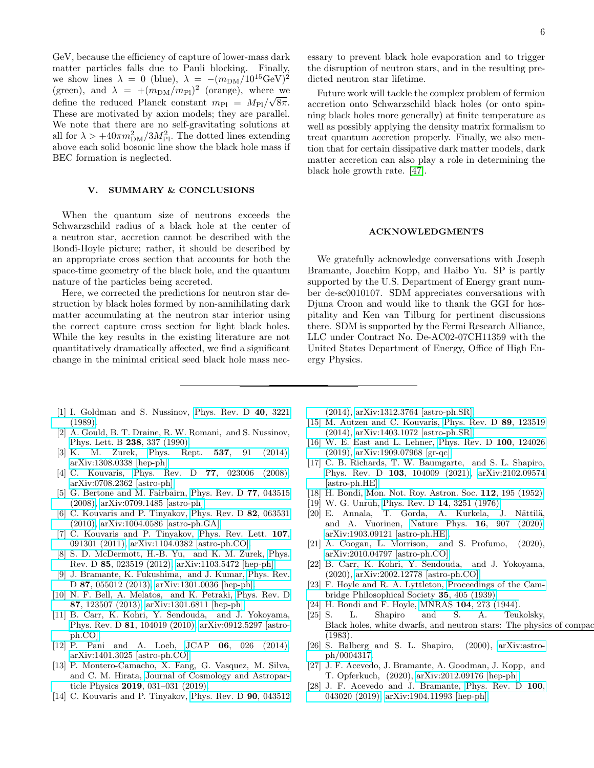GeV, because the efficiency of capture of lower-mass dark matter particles falls due to Pauli blocking. Finally, we show lines $\lambda = 0$ (blue), $\lambda = -(m_{\rm DM}/10^{15}{\rm GeV})^2$ (green), and $\lambda = +(m_{\rm DM}/m_{\rm Pl})^2$ (orange), where we define the reduced Planck constant $m_{\rm Pl} = M_{\rm Pl}/\sqrt{8\pi}$. These are motivated by axion models; they are parallel. We note that there are no self-gravitating solutions at all for $\lambda > +40\pi m_{\rm DM}^2/3M_{\rm Pl}^2$. The dotted lines extending above each solid bosonic line show the black hole mass if BEC formation is neglected.

## V. SUMMARY & CONCLUSIONS

When the quantum size of neutrons exceeds the Schwarzschild radius of a black hole at the center of a neutron star, accretion cannot be described with the Bondi-Hoyle picture; rather, it should be described by an appropriate cross section that accounts for both the space-time geometry of the black hole, and the quantum nature of the particles being accreted.

Here, we corrected the predictions for neutron star destruction by black holes formed by non-annihilating dark matter accumulating at the neutron star interior using the correct capture cross section for light black holes. While the key results in the existing literature are not quantitatively dramatically affected, we find a significant change in the minimal critical seed black hole mass necessary to prevent black hole evaporation and to trigger the disruption of neutron stars, and in the resulting predicted neutron star lifetime.

Future work will tackle the complex problem of fermion accretion onto Schwarzschild black holes (or onto spinning black holes more generally) at finite temperature as well as possibly applying the density matrix formalism to treat quantum accretion properly. Finally, we also mention that for certain dissipative dark matter models, dark matter accretion can also play a role in determining the black hole growth rate. [47].

## ACKNOWLEDGMENTS

We gratefully acknowledge conversations with Joseph Bramante, Joachim Kopp, and Haibo Yu. SP is partly supported by the U.S. Department of Energy grant number de-sc0010107. SDM appreciates conversations with Djuna Croon and would like to thank the GGI for hospitality and Ken van Tilburg for pertinent discussions there. SDM is supported by the Fermi Research Alliance, LLC under Contract No. De-AC02-07CH11359 with the United States Department of Energy, Office of High Energy Physics.

---

[1] I. Goldman and S. Nussinov, Phys. Rev. D **40**, 3221 (1989).
[2] A. Gould, B. T. Draine, R. W. Romani, and S. Nussinov, Phys. Lett. B **238**, 337 (1990).
[3] K. M. Zurek, Phys. Rept. **537**, 91 (2014), arXiv:1308.0338 [hep-ph].
[4] C. Kouvaris, Phys. Rev. D **77**, 023006 (2008), arXiv:0708.2362 [astro-ph].
[5] G. Bertone and M. Fairbairn, Phys. Rev. D **77**, 043515 (2008), arXiv:0709.1485 [astro-ph].
[6] C. Kouvaris and P. Tinyakov, Phys. Rev. D **82**, 063531 (2010), arXiv:1004.0586 [astro-ph.GA].
[7] C. Kouvaris and P. Tinyakov, Phys. Rev. Lett. **107**, 091301 (2011), arXiv:1104.0382 [astro-ph.CO].
[8] S. D. McDermott, H.-B. Yu, and K. M. Zurek, Phys. Rev. D **85**, 023519 (2012), arXiv:1103.5472 [hep-ph].
[9] J. Bramante, K. Fukushima, and J. Kumar, Phys. Rev. D **87**, 055012 (2013), arXiv:1301.0036 [hep-ph].
[10] N. F. Bell, A. Melatos, and K. Petraki, Phys. Rev. D **87**, 123507 (2013), arXiv:1301.6811 [hep-ph].
[11] B. Carr, K. Kohri, Y. Sendouda, and J. Yokoyama, Phys. Rev. D **81**, 104019 (2010), arXiv:0912.5297 [astro-ph.CO].
[12] P. Pani and A. Loeb, JCAP **06**, 026 (2014), arXiv:1401.3025 [astro-ph.CO].
[13] P. Montero-Camacho, X. Fang, G. Vasquez, M. Silva, and C. M. Hirata, Journal of Cosmology and Astroparticle Physics **2019**, 031–031 (2019).
[14] C. Kouvaris and P. Tinyakov, Phys. Rev. D **90**, 043512 (2014), arXiv:1312.3764 [astro-ph.SR].
[15] M. Autzen and C. Kouvaris, Phys. Rev. D **89**, 123519 (2014), arXiv:1403.1072 [astro-ph.SR].
[16] W. E. East and L. Lehner, Phys. Rev. D **100**, 124026 (2019), arXiv:1909.07968 [gr-qc].
[17] C. B. Richards, T. W. Baumgarte, and S. L. Shapiro, Phys. Rev. D **103**, 104009 (2021), arXiv:2102.09574 [astro-ph.HE].
[18] H. Bondi, Mon. Not. Roy. Astron. Soc. **112**, 195 (1952).
[19] W. G. Unruh, Phys. Rev. D **14**, 3251 (1976).
[20] E. Annala, T. Gorda, A. Kurkela, J. Nättilä, and A. Vuorinen, Nature Phys. **16**, 907 (2020), arXiv:1903.09121 [astro-ph.HE].
[21] A. Coogan, L. Morrison, and S. Profumo, (2020), arXiv:2010.04797 [astro-ph.CO].
[22] B. Carr, K. Kohri, Y. Sendouda, and J. Yokoyama, (2020), arXiv:2002.12778 [astro-ph.CO].
[23] F. Hoyle and R. A. Lyttleton, Proceedings of the Cambridge Philosophical Society **35**, 405 (1939).
[24] H. Bondi and F. Hoyle, MNRAS **104**, 273 (1944).
[25] S. L. Shapiro and S. A. Teukolsky, Black holes, white dwarfs, and neutron stars: The physics of compac (1983).
[26] S. Balberg and S. L. Shapiro, (2000), arXiv:astro-ph/0004317.
[27] J. F. Acevedo, J. Bramante, A. Goodman, J. Kopp, and T. Opferkuch, (2020), arXiv:2012.09176 [hep-ph].
[28] J. F. Acevedo and J. Bramante, Phys. Rev. D **100**, 043020 (2019), arXiv:1904.11993 [hep-ph].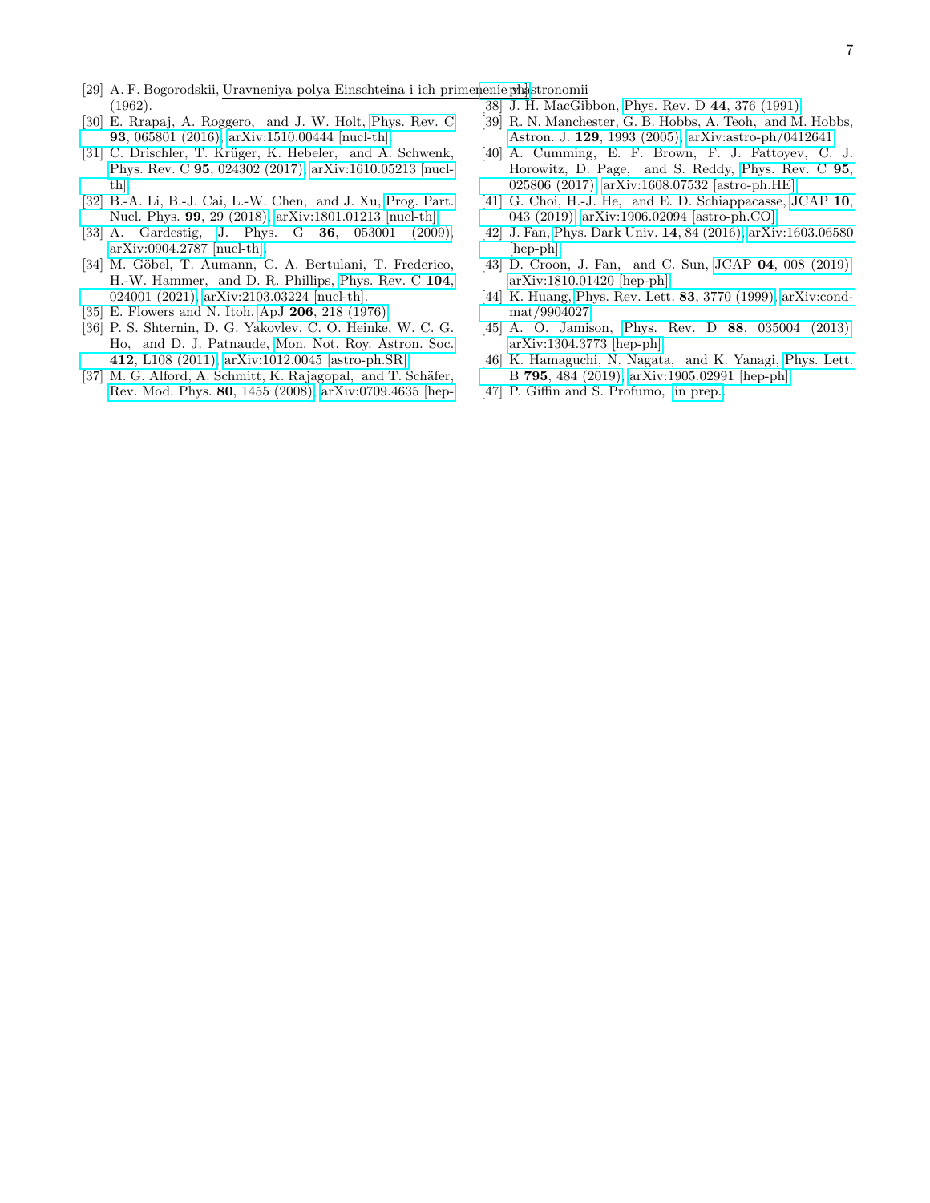[29] A. F. Bogorodskii, Uravneniya polya Einschteina i ich primenenie v astronomii (1962).

[30] E. Rrapaj, A. Roggero, and J. W. Holt, Phys. Rev. C **93**, 065801 (2016), arXiv:1510.00444 [nucl-th].

[31] C. Drischler, T. Krüger, K. Hebeler, and A. Schwenk, Phys. Rev. C **95**, 024302 (2017), arXiv:1610.05213 [nucl-th].

[32] B.-A. Li, B.-J. Cai, L.-W. Chen, and J. Xu, Prog. Part. Nucl. Phys. **99**, 29 (2018), arXiv:1801.01213 [nucl-th].

[33] A. Gardestig, J. Phys. G **36**, 053001 (2009), arXiv:0904.2787 [nucl-th].

[34] M. Göbel, T. Aumann, C. A. Bertulani, T. Frederico, H.-W. Hammer, and D. R. Phillips, Phys. Rev. C **104**, 024001 (2021), arXiv:2103.03224 [nucl-th].

[35] E. Flowers and N. Itoh, ApJ **206**, 218 (1976).

[36] P. S. Shternin, D. G. Yakovlev, C. O. Heinke, W. C. G. Ho, and D. J. Patnaude, Mon. Not. Roy. Astron. Soc. **412**, L108 (2011), arXiv:1012.0045 [astro-ph.SR].

[37] M. G. Alford, A. Schmitt, K. Rajagopal, and T. Schäfer, Rev. Mod. Phys. **80**, 1455 (2008), arXiv:0709.4635 [hep-ph].

[38] J. H. MacGibbon, Phys. Rev. D **44**, 376 (1991).

[39] R. N. Manchester, G. B. Hobbs, A. Teoh, and M. Hobbs, Astron. J. **129**, 1993 (2005), arXiv:astro-ph/0412641.

[40] A. Cumming, E. F. Brown, F. J. Fattoyev, C. J. Horowitz, D. Page, and S. Reddy, Phys. Rev. C **95**, 025806 (2017), arXiv:1608.07532 [astro-ph.HE].

[41] G. Choi, H.-J. He, and E. D. Schiappacasse, JCAP **10**, 043 (2019), arXiv:1906.02094 [astro-ph.CO].

[42] J. Fan, Phys. Dark Univ. **14**, 84 (2016), arXiv:1603.06580 [hep-ph].

[43] D. Croon, J. Fan, and C. Sun, JCAP **04**, 008 (2019), arXiv:1810.01420 [hep-ph].

[44] K. Huang, Phys. Rev. Lett. **83**, 3770 (1999), arXiv:cond-mat/9904027.

[45] A. O. Jamison, Phys. Rev. D **88**, 035004 (2013), arXiv:1304.3773 [hep-ph].

[46] K. Hamaguchi, N. Nagata, and K. Yanagi, Phys. Lett. B **795**, 484 (2019), arXiv:1905.02991 [hep-ph].

[47] P. Giffin and S. Profumo, in prep.